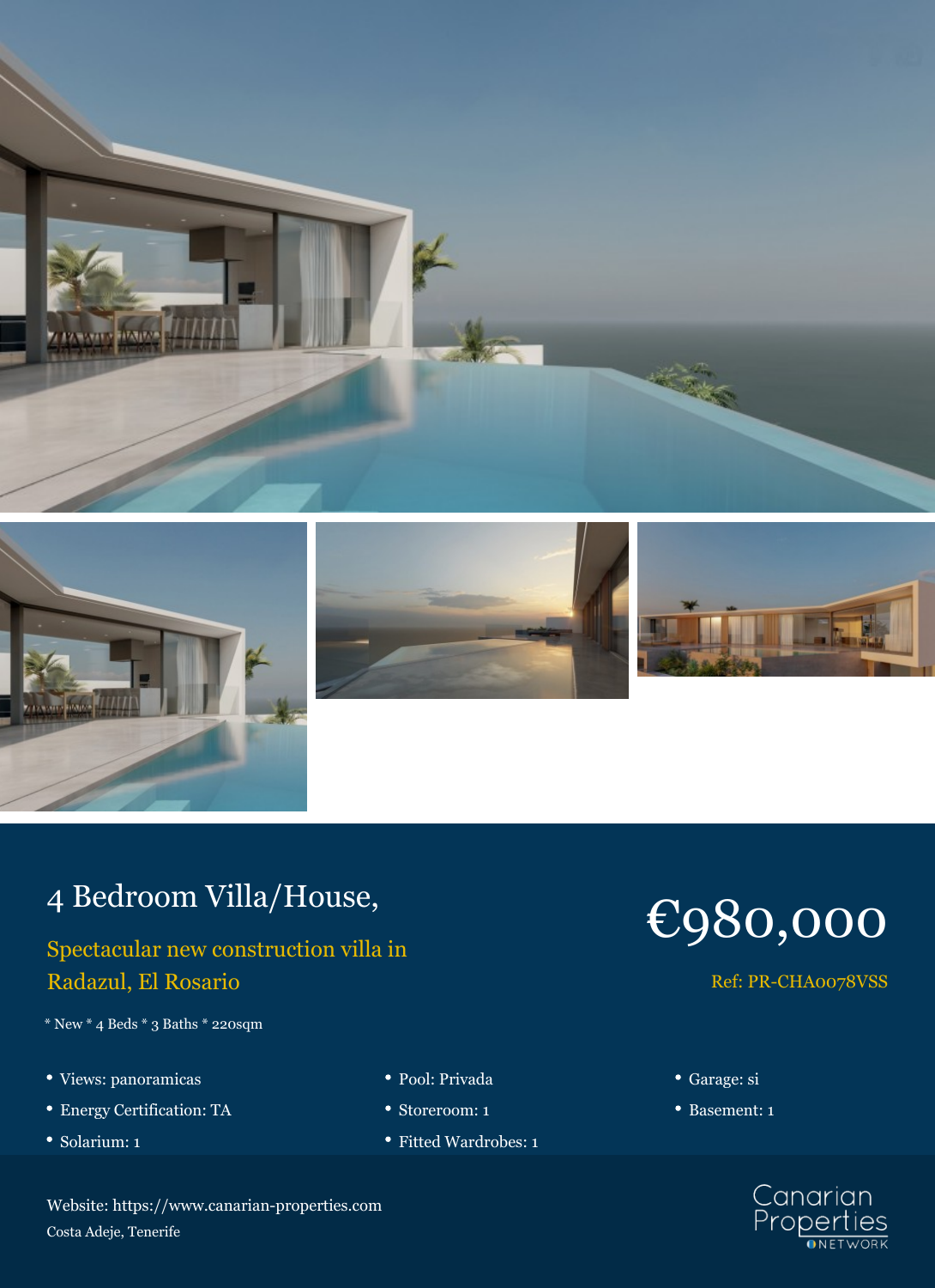# 4 Bedroom Villa/House,

## Spectacular new construction villa in Radazul, El Rosario

# €980,000

Ref: PR-CHA0078VSS

* New * 4 Beds * 3 Baths * 220sqm

- Views: panoramicas
- Energy Certification: TA
- Solarium: 1
- Pool: Privada
- Storeroom: 1
- Fitted Wardrobes: 1
- Garage: si
- Basement: 1

Website: https://www.canarian-properties.com
Costa Adeje, Tenerife

Canarian Properties NETWORK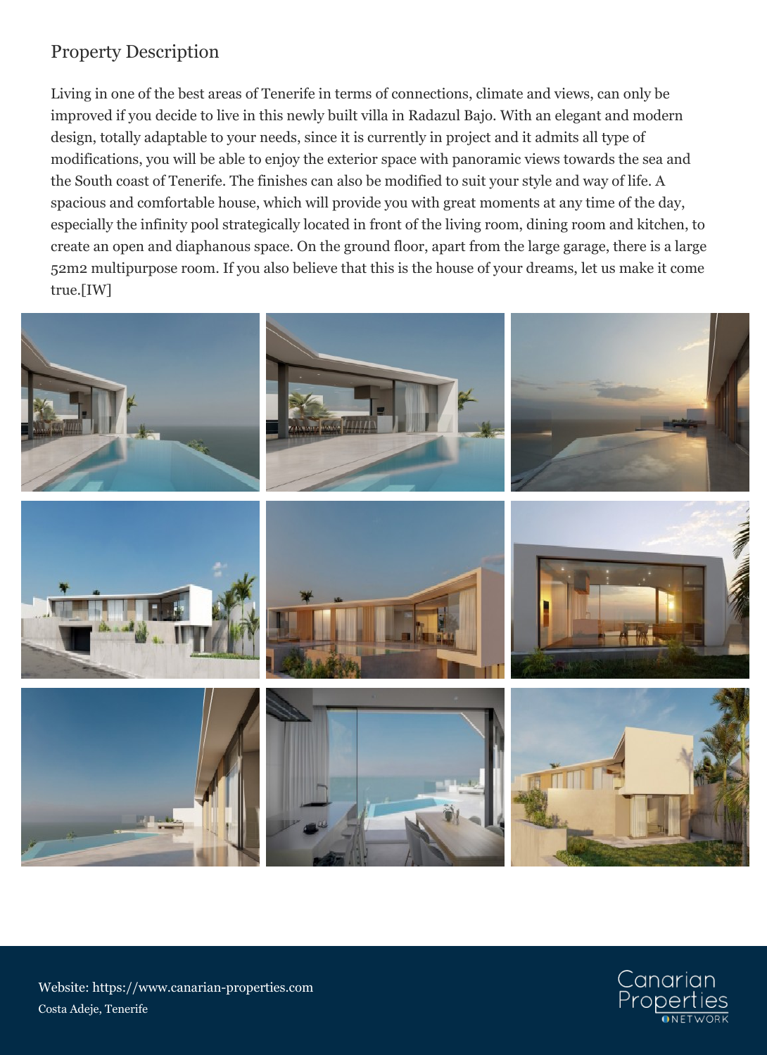## Property Description

Living in one of the best areas of Tenerife in terms of connections, climate and views, can only be improved if you decide to live in this newly built villa in Radazul Bajo. With an elegant and modern design, totally adaptable to your needs, since it is currently in project and it admits all type of modifications, you will be able to enjoy the exterior space with panoramic views towards the sea and the South coast of Tenerife. The finishes can also be modified to suit your style and way of life. A spacious and comfortable house, which will provide you with great moments at any time of the day, especially the infinity pool strategically located in front of the living room, dining room and kitchen, to create an open and diaphanous space. On the ground floor, apart from the large garage, there is a large 52m2 multipurpose room. If you also believe that this is the house of your dreams, let us make it come true.[IW]

Website: https://www.canarian-properties.com
Costa Adeje, Tenerife